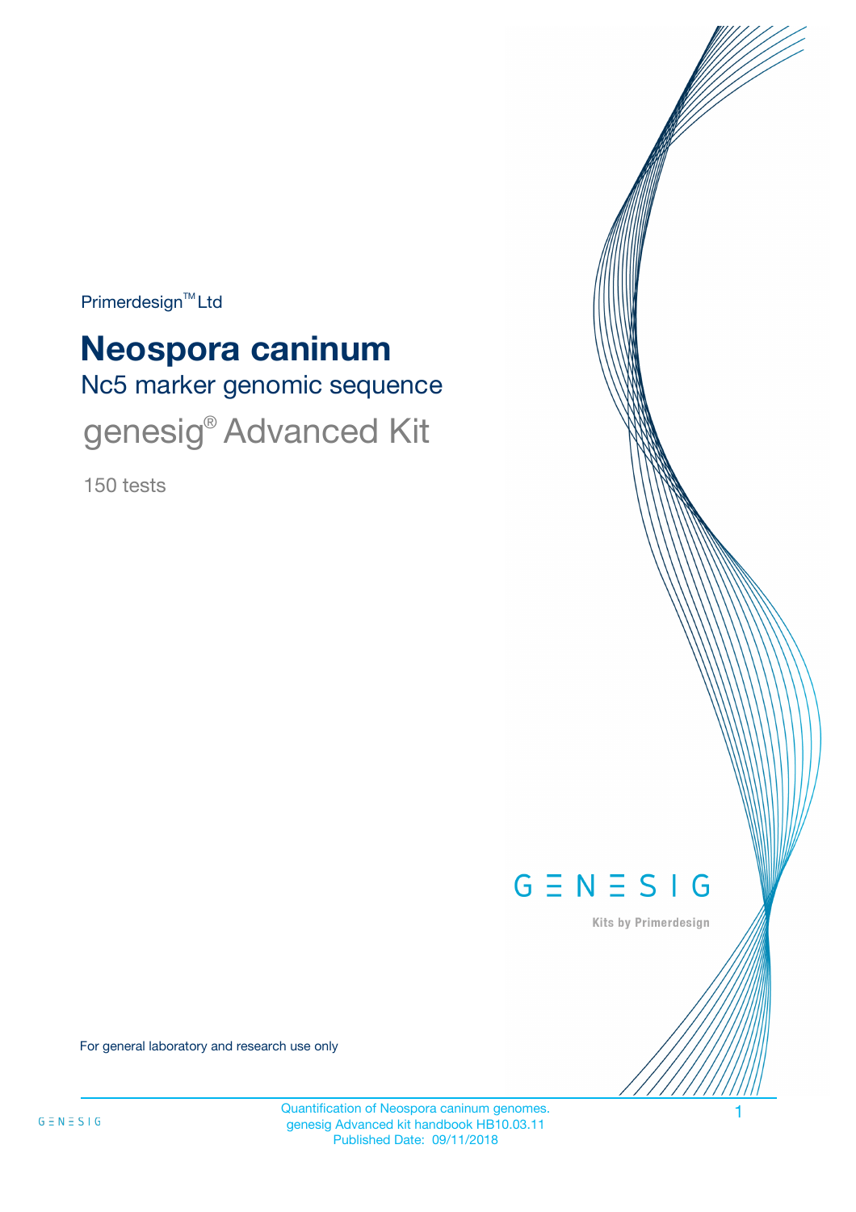Primerdesign™ Ltd

# Neospora caninum

## Nc5 marker genomic sequence

## genesig® Advanced Kit

150 tests

GENESIG

Kits by Primerdesign

For general laboratory and research use only

Quantification of Neospora caninum genomes.
genesig Advanced kit handbook HB10.03.11
Published Date: 09/11/2018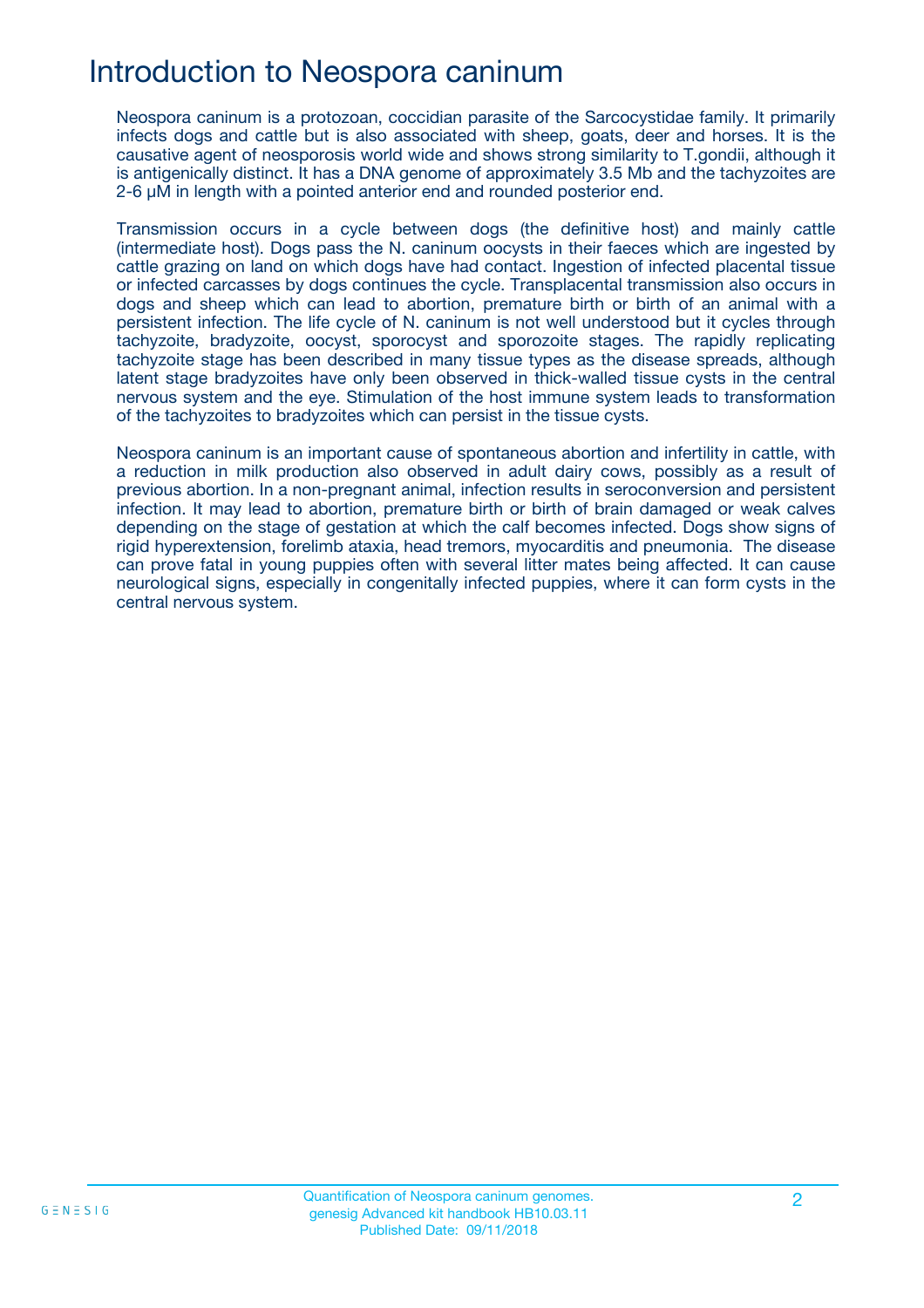# Introduction to Neospora caninum

Neospora caninum is a protozoan, coccidian parasite of the Sarcocystidae family. It primarily infects dogs and cattle but is also associated with sheep, goats, deer and horses. It is the causative agent of neosporosis world wide and shows strong similarity to T.gondii, although it is antigenically distinct. It has a DNA genome of approximately 3.5 Mb and the tachyzoites are 2-6 µM in length with a pointed anterior end and rounded posterior end.

Transmission occurs in a cycle between dogs (the definitive host) and mainly cattle (intermediate host). Dogs pass the N. caninum oocysts in their faeces which are ingested by cattle grazing on land on which dogs have had contact. Ingestion of infected placental tissue or infected carcasses by dogs continues the cycle. Transplacental transmission also occurs in dogs and sheep which can lead to abortion, premature birth or birth of an animal with a persistent infection. The life cycle of N. caninum is not well understood but it cycles through tachyzoite, bradyzoite, oocyst, sporocyst and sporozoite stages. The rapidly replicating tachyzoite stage has been described in many tissue types as the disease spreads, although latent stage bradyzoites have only been observed in thick-walled tissue cysts in the central nervous system and the eye. Stimulation of the host immune system leads to transformation of the tachyzoites to bradyzoites which can persist in the tissue cysts.

Neospora caninum is an important cause of spontaneous abortion and infertility in cattle, with a reduction in milk production also observed in adult dairy cows, possibly as a result of previous abortion. In a non-pregnant animal, infection results in seroconversion and persistent infection. It may lead to abortion, premature birth or birth of brain damaged or weak calves depending on the stage of gestation at which the calf becomes infected. Dogs show signs of rigid hyperextension, forelimb ataxia, head tremors, myocarditis and pneumonia. The disease can prove fatal in young puppies often with several litter mates being affected. It can cause neurological signs, especially in congenitally infected puppies, where it can form cysts in the central nervous system.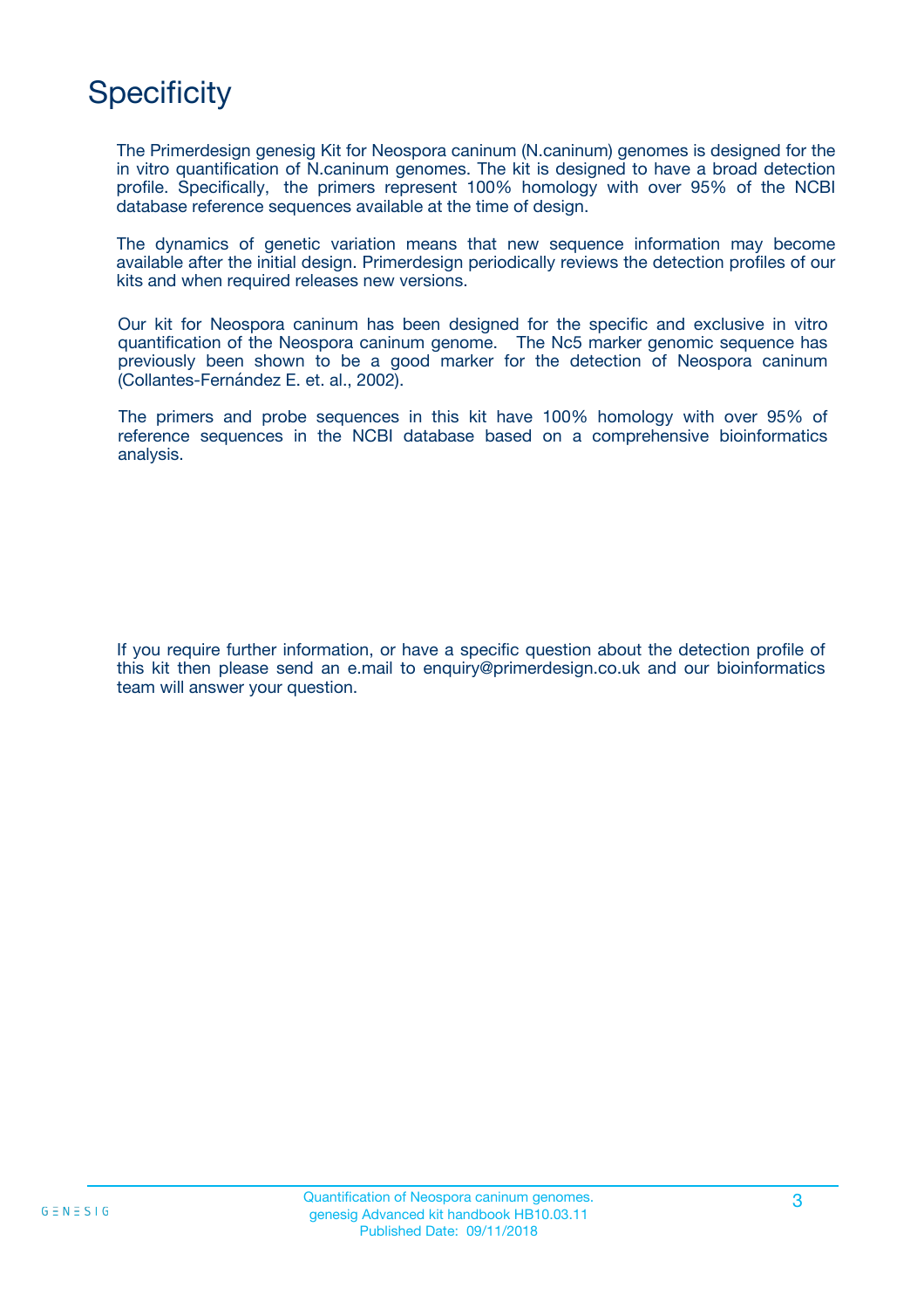# Specificity

The Primerdesign genesig Kit for Neospora caninum (N.caninum) genomes is designed for the in vitro quantification of N.caninum genomes. The kit is designed to have a broad detection profile. Specifically, the primers represent 100% homology with over 95% of the NCBI database reference sequences available at the time of design.

The dynamics of genetic variation means that new sequence information may become available after the initial design. Primerdesign periodically reviews the detection profiles of our kits and when required releases new versions.

Our kit for Neospora caninum has been designed for the specific and exclusive in vitro quantification of the Neospora caninum genome. The Nc5 marker genomic sequence has previously been shown to be a good marker for the detection of Neospora caninum (Collantes-Fernández E. et. al., 2002).

The primers and probe sequences in this kit have 100% homology with over 95% of reference sequences in the NCBI database based on a comprehensive bioinformatics analysis.

If you require further information, or have a specific question about the detection profile of this kit then please send an e.mail to enquiry@primerdesign.co.uk and our bioinformatics team will answer your question.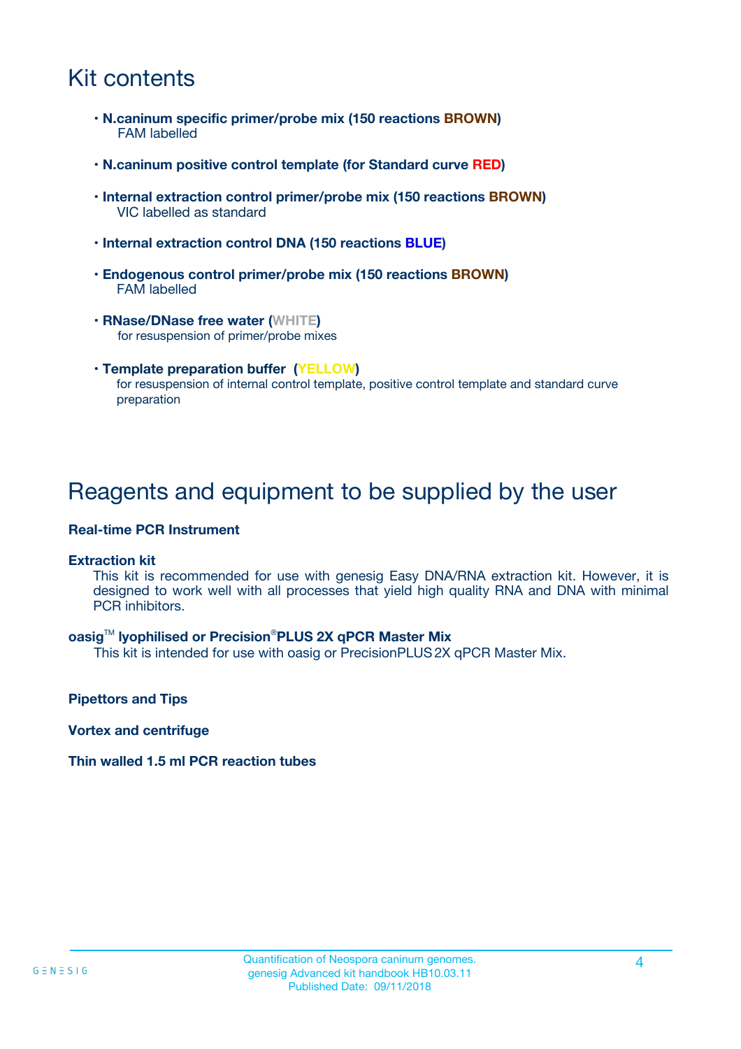# Kit contents

- **N.caninum specific primer/probe mix (150 reactions BROWN)**
  FAM labelled
- **N.caninum positive control template (for Standard curve RED)**
- **Internal extraction control primer/probe mix (150 reactions BROWN)**
  VIC labelled as standard
- **Internal extraction control DNA (150 reactions BLUE)**
- **Endogenous control primer/probe mix (150 reactions BROWN)**
  FAM labelled
- **RNase/DNase free water (WHITE)**
  for resuspension of primer/probe mixes
- **Template preparation buffer (YELLOW)**
  for resuspension of internal control template, positive control template and standard curve preparation

# Reagents and equipment to be supplied by the user

**Real-time PCR Instrument**

**Extraction kit**

This kit is recommended for use with genesig Easy DNA/RNA extraction kit. However, it is designed to work well with all processes that yield high quality RNA and DNA with minimal PCR inhibitors.

**oasig™ lyophilised or Precision®PLUS 2X qPCR Master Mix**

This kit is intended for use with oasig or PrecisionPLUS 2X qPCR Master Mix.

**Pipettors and Tips**

**Vortex and centrifuge**

**Thin walled 1.5 ml PCR reaction tubes**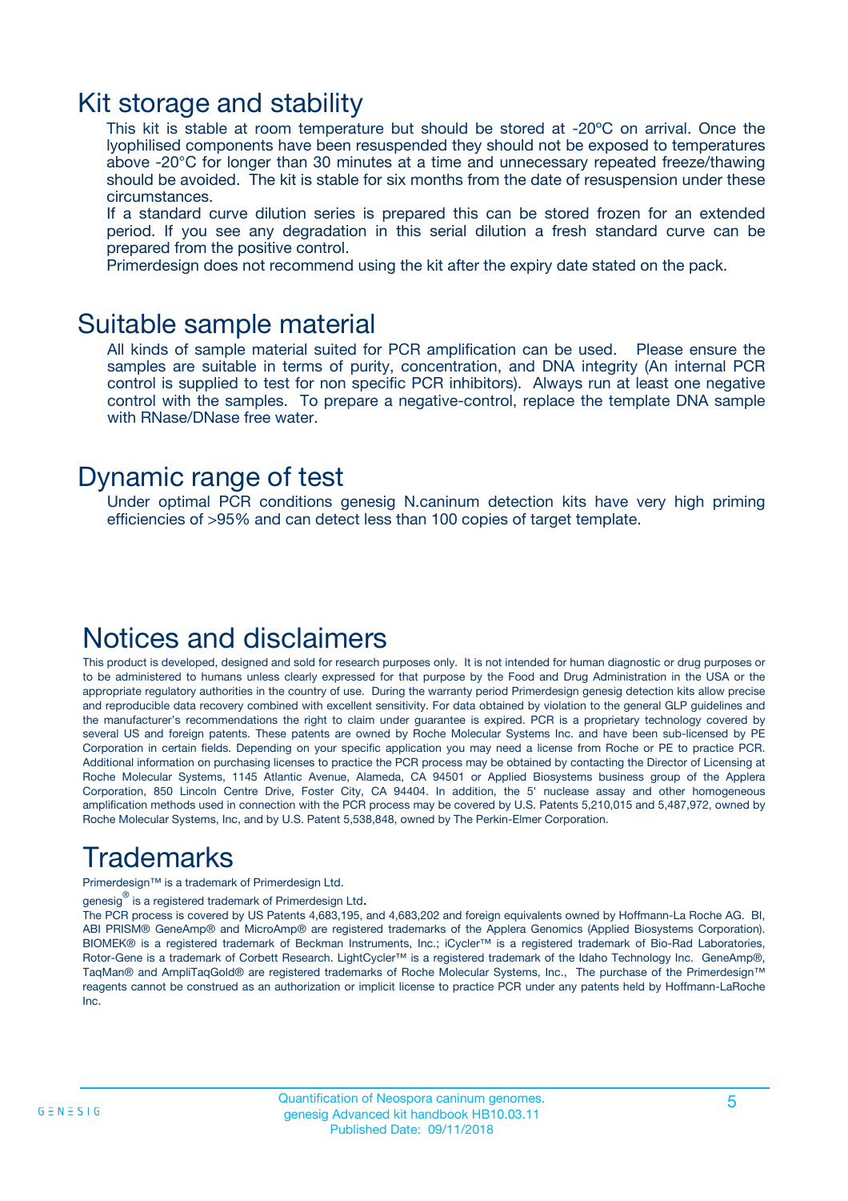# Kit storage and stability

This kit is stable at room temperature but should be stored at -20ºC on arrival. Once the lyophilised components have been resuspended they should not be exposed to temperatures above -20°C for longer than 30 minutes at a time and unnecessary repeated freeze/thawing should be avoided. The kit is stable for six months from the date of resuspension under these circumstances.

If a standard curve dilution series is prepared this can be stored frozen for an extended period. If you see any degradation in this serial dilution a fresh standard curve can be prepared from the positive control.

Primerdesign does not recommend using the kit after the expiry date stated on the pack.

# Suitable sample material

All kinds of sample material suited for PCR amplification can be used. Please ensure the samples are suitable in terms of purity, concentration, and DNA integrity (An internal PCR control is supplied to test for non specific PCR inhibitors). Always run at least one negative control with the samples. To prepare a negative-control, replace the template DNA sample with RNase/DNase free water.

# Dynamic range of test

Under optimal PCR conditions genesig N.caninum detection kits have very high priming efficiencies of >95% and can detect less than 100 copies of target template.

# Notices and disclaimers

This product is developed, designed and sold for research purposes only. It is not intended for human diagnostic or drug purposes or to be administered to humans unless clearly expressed for that purpose by the Food and Drug Administration in the USA or the appropriate regulatory authorities in the country of use. During the warranty period Primerdesign genesig detection kits allow precise and reproducible data recovery combined with excellent sensitivity. For data obtained by violation to the general GLP guidelines and the manufacturer's recommendations the right to claim under guarantee is expired. PCR is a proprietary technology covered by several US and foreign patents. These patents are owned by Roche Molecular Systems Inc. and have been sub-licensed by PE Corporation in certain fields. Depending on your specific application you may need a license from Roche or PE to practice PCR. Additional information on purchasing licenses to practice the PCR process may be obtained by contacting the Director of Licensing at Roche Molecular Systems, 1145 Atlantic Avenue, Alameda, CA 94501 or Applied Biosystems business group of the Applera Corporation, 850 Lincoln Centre Drive, Foster City, CA 94404. In addition, the 5' nuclease assay and other homogeneous amplification methods used in connection with the PCR process may be covered by U.S. Patents 5,210,015 and 5,487,972, owned by Roche Molecular Systems, Inc, and by U.S. Patent 5,538,848, owned by The Perkin-Elmer Corporation.

# Trademarks

Primerdesign™ is a trademark of Primerdesign Ltd.

genesig® is a registered trademark of Primerdesign Ltd.

The PCR process is covered by US Patents 4,683,195, and 4,683,202 and foreign equivalents owned by Hoffmann-La Roche AG. BI, ABI PRISM® GeneAmp® and MicroAmp® are registered trademarks of the Applera Genomics (Applied Biosystems Corporation). BIOMEK® is a registered trademark of Beckman Instruments, Inc.; iCycler™ is a registered trademark of Bio-Rad Laboratories, Rotor-Gene is a trademark of Corbett Research. LightCycler™ is a registered trademark of the Idaho Technology Inc. GeneAmp®, TaqMan® and AmpliTaqGold® are registered trademarks of Roche Molecular Systems, Inc., The purchase of the Primerdesign™ reagents cannot be construed as an authorization or implicit license to practice PCR under any patents held by Hoffmann-LaRoche Inc.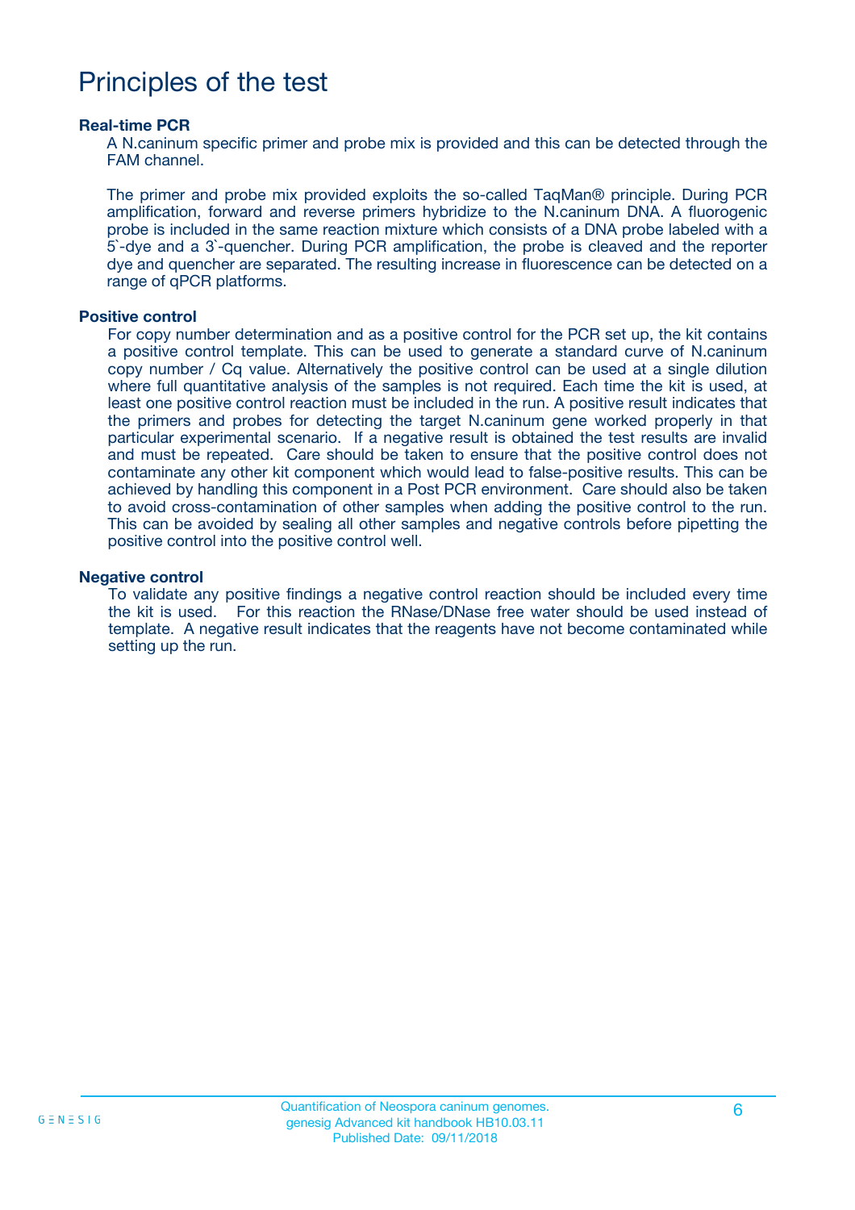# Principles of the test

### Real-time PCR

A N.caninum specific primer and probe mix is provided and this can be detected through the FAM channel.

The primer and probe mix provided exploits the so-called TaqMan® principle. During PCR amplification, forward and reverse primers hybridize to the N.caninum DNA. A fluorogenic probe is included in the same reaction mixture which consists of a DNA probe labeled with a 5`-dye and a 3`-quencher. During PCR amplification, the probe is cleaved and the reporter dye and quencher are separated. The resulting increase in fluorescence can be detected on a range of qPCR platforms.

### Positive control

For copy number determination and as a positive control for the PCR set up, the kit contains a positive control template. This can be used to generate a standard curve of N.caninum copy number / Cq value. Alternatively the positive control can be used at a single dilution where full quantitative analysis of the samples is not required. Each time the kit is used, at least one positive control reaction must be included in the run. A positive result indicates that the primers and probes for detecting the target N.caninum gene worked properly in that particular experimental scenario. If a negative result is obtained the test results are invalid and must be repeated. Care should be taken to ensure that the positive control does not contaminate any other kit component which would lead to false-positive results. This can be achieved by handling this component in a Post PCR environment. Care should also be taken to avoid cross-contamination of other samples when adding the positive control to the run. This can be avoided by sealing all other samples and negative controls before pipetting the positive control into the positive control well.

### Negative control

To validate any positive findings a negative control reaction should be included every time the kit is used. For this reaction the RNase/DNase free water should be used instead of template. A negative result indicates that the reagents have not become contaminated while setting up the run.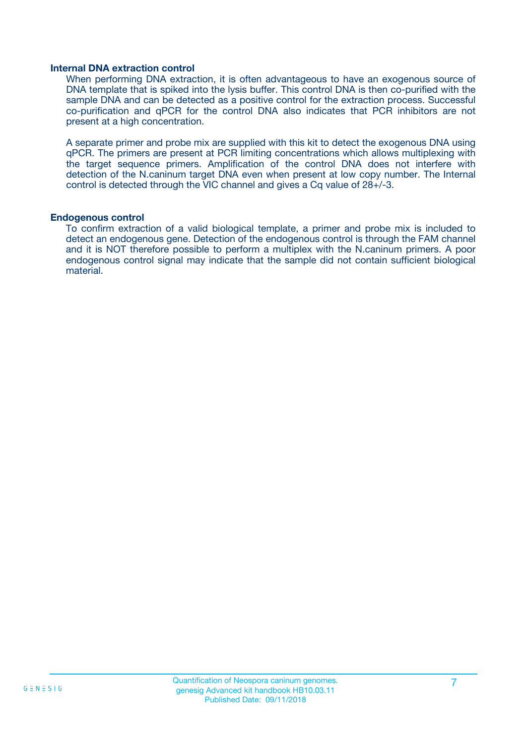### Internal DNA extraction control

When performing DNA extraction, it is often advantageous to have an exogenous source of DNA template that is spiked into the lysis buffer. This control DNA is then co-purified with the sample DNA and can be detected as a positive control for the extraction process. Successful co-purification and qPCR for the control DNA also indicates that PCR inhibitors are not present at a high concentration.

A separate primer and probe mix are supplied with this kit to detect the exogenous DNA using qPCR. The primers are present at PCR limiting concentrations which allows multiplexing with the target sequence primers. Amplification of the control DNA does not interfere with detection of the N.caninum target DNA even when present at low copy number. The Internal control is detected through the VIC channel and gives a Cq value of 28+/-3.

### Endogenous control

To confirm extraction of a valid biological template, a primer and probe mix is included to detect an endogenous gene. Detection of the endogenous control is through the FAM channel and it is NOT therefore possible to perform a multiplex with the N.caninum primers. A poor endogenous control signal may indicate that the sample did not contain sufficient biological material.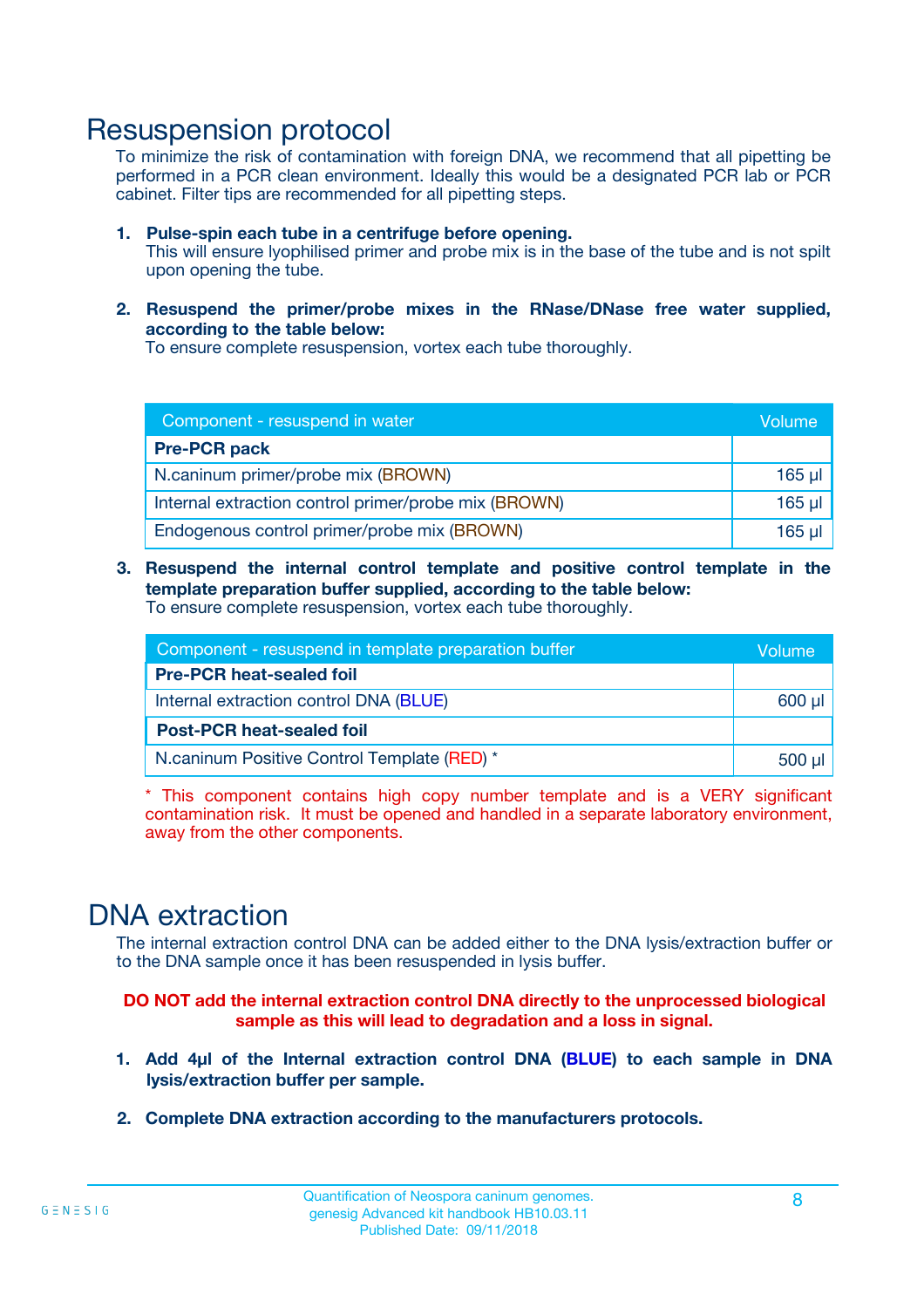# Resuspension protocol

To minimize the risk of contamination with foreign DNA, we recommend that all pipetting be performed in a PCR clean environment. Ideally this would be a designated PCR lab or PCR cabinet. Filter tips are recommended for all pipetting steps.

1. **Pulse-spin each tube in a centrifuge before opening.**
   This will ensure lyophilised primer and probe mix is in the base of the tube and is not spilt upon opening the tube.

2. **Resuspend the primer/probe mixes in the RNase/DNase free water supplied, according to the table below:**
   To ensure complete resuspension, vortex each tube thoroughly.

| Component - resuspend in water | Volume |
| --- | --- |
| **Pre-PCR pack** | |
| N.caninum primer/probe mix (BROWN) | 165 µl |
| Internal extraction control primer/probe mix (BROWN) | 165 µl |
| Endogenous control primer/probe mix (BROWN) | 165 µl |

3. **Resuspend the internal control template and positive control template in the template preparation buffer supplied, according to the table below:**
   To ensure complete resuspension, vortex each tube thoroughly.

| Component - resuspend in template preparation buffer | Volume |
| --- | --- |
| **Pre-PCR heat-sealed foil** | |
| Internal extraction control DNA (BLUE) | 600 µl |
| **Post-PCR heat-sealed foil** | |
| N.caninum Positive Control Template (RED) * | 500 µl |

* This component contains high copy number template and is a VERY significant contamination risk. It must be opened and handled in a separate laboratory environment, away from the other components.

# DNA extraction

The internal extraction control DNA can be added either to the DNA lysis/extraction buffer or to the DNA sample once it has been resuspended in lysis buffer.

**DO NOT add the internal extraction control DNA directly to the unprocessed biological sample as this will lead to degradation and a loss in signal.**

1. **Add 4µl of the Internal extraction control DNA (BLUE) to each sample in DNA lysis/extraction buffer per sample.**

2. **Complete DNA extraction according to the manufacturers protocols.**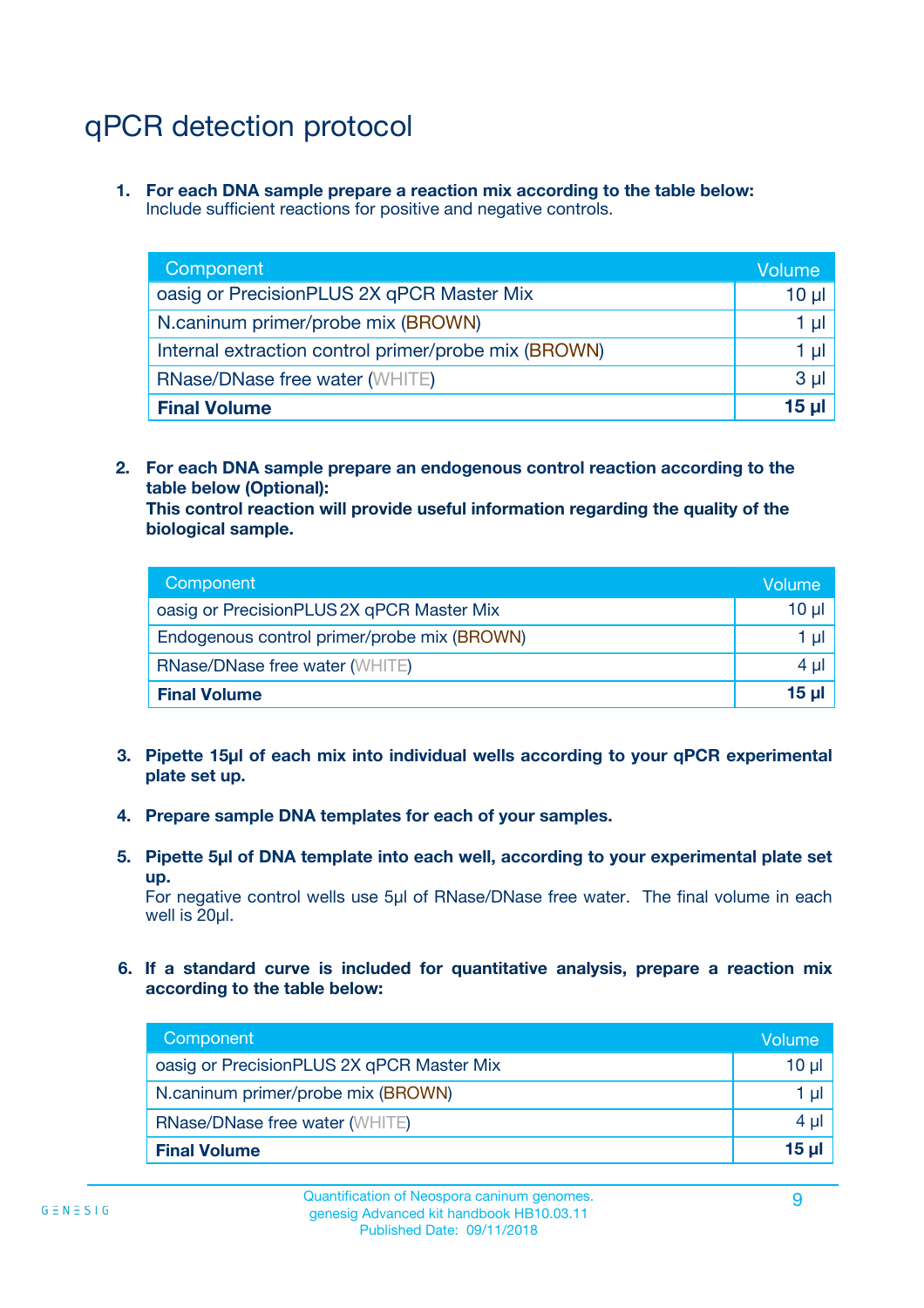# qPCR detection protocol

1. **For each DNA sample prepare a reaction mix according to the table below:**
   Include sufficient reactions for positive and negative controls.

| Component | Volume |
|---|---|
| oasig or PrecisionPLUS 2X qPCR Master Mix | 10 µl |
| N.caninum primer/probe mix (BROWN) | 1 µl |
| Internal extraction control primer/probe mix (BROWN) | 1 µl |
| RNase/DNase free water (WHITE) | 3 µl |
| **Final Volume** | **15 µl** |

2. **For each DNA sample prepare an endogenous control reaction according to the table below (Optional):**
   **This control reaction will provide useful information regarding the quality of the biological sample.**

| Component | Volume |
|---|---|
| oasig or PrecisionPLUS 2X qPCR Master Mix | 10 µl |
| Endogenous control primer/probe mix (BROWN) | 1 µl |
| RNase/DNase free water (WHITE) | 4 µl |
| **Final Volume** | **15 µl** |

3. **Pipette 15µl of each mix into individual wells according to your qPCR experimental plate set up.**

4. **Prepare sample DNA templates for each of your samples.**

5. **Pipette 5µl of DNA template into each well, according to your experimental plate set up.**
   For negative control wells use 5µl of RNase/DNase free water. The final volume in each well is 20µl.

6. **If a standard curve is included for quantitative analysis, prepare a reaction mix according to the table below:**

| Component | Volume |
|---|---|
| oasig or PrecisionPLUS 2X qPCR Master Mix | 10 µl |
| N.caninum primer/probe mix (BROWN) | 1 µl |
| RNase/DNase free water (WHITE) | 4 µl |
| **Final Volume** | **15 µl** |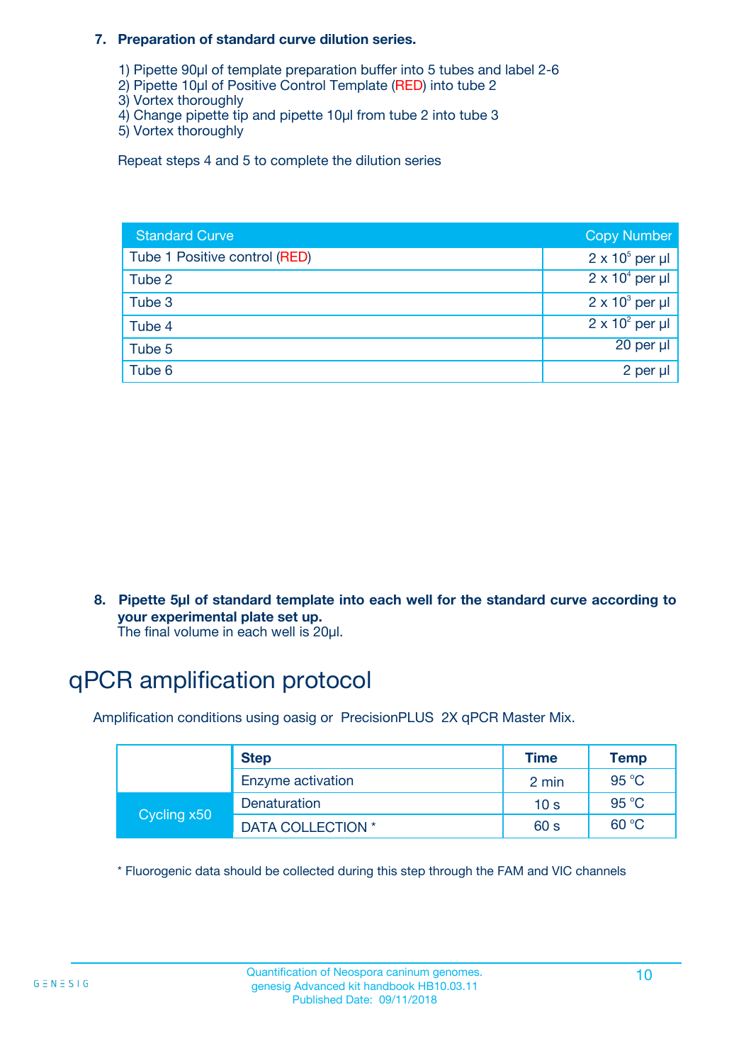**7. Preparation of standard curve dilution series.**

1) Pipette 90µl of template preparation buffer into 5 tubes and label 2-6
2) Pipette 10µl of Positive Control Template (RED) into tube 2
3) Vortex thoroughly
4) Change pipette tip and pipette 10µl from tube 2 into tube 3
5) Vortex thoroughly

Repeat steps 4 and 5 to complete the dilution series

| Standard Curve | Copy Number |
|---|---|
| Tube 1 Positive control (RED) | $2 \times 10^5$ per µl |
| Tube 2 | $2 \times 10^4$ per µl |
| Tube 3 | $2 \times 10^3$ per µl |
| Tube 4 | $2 \times 10^2$ per µl |
| Tube 5 | 20 per µl |
| Tube 6 | 2 per µl |

**8. Pipette 5µl of standard template into each well for the standard curve according to your experimental plate set up.**
The final volume in each well is 20µl.

# qPCR amplification protocol

Amplification conditions using oasig or PrecisionPLUS 2X qPCR Master Mix.

| | Step | Time | Temp |
|---|---|---|---|
| | Enzyme activation | 2 min | 95 °C |
| Cycling x50 | Denaturation | 10 s | 95 °C |
| | DATA COLLECTION * | 60 s | 60 °C |

* Fluorogenic data should be collected during this step through the FAM and VIC channels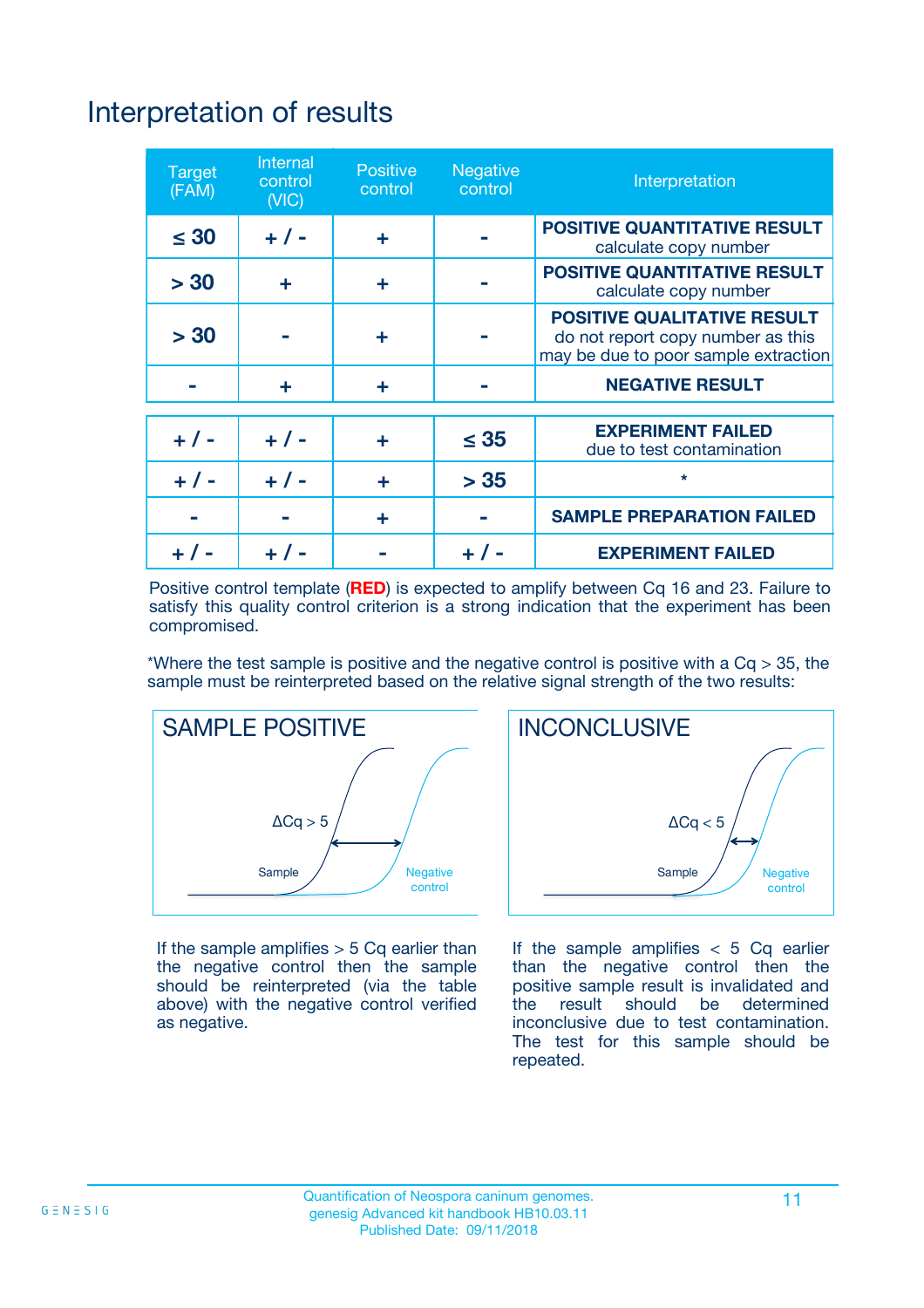# Interpretation of results

| Target (FAM) | Internal control (VIC) | Positive control | Negative control | Interpretation |
|---|---|---|---|---|
| ≤ 30 | + / - | + | - | **POSITIVE QUANTITATIVE RESULT** calculate copy number |
| > 30 | + | + | - | **POSITIVE QUANTITATIVE RESULT** calculate copy number |
| > 30 | - | + | - | **POSITIVE QUALITATIVE RESULT** do not report copy number as this may be due to poor sample extraction |
| - | + | + | - | **NEGATIVE RESULT** |
| + / - | + / - | + | ≤ 35 | **EXPERIMENT FAILED** due to test contamination |
| + / - | + / - | + | > 35 | * |
| - | - | + | - | **SAMPLE PREPARATION FAILED** |
| + / - | + / - | - | + / - | **EXPERIMENT FAILED** |

Positive control template (**RED**) is expected to amplify between Cq 16 and 23. Failure to satisfy this quality control criterion is a strong indication that the experiment has been compromised.

*Where the test sample is positive and the negative control is positive with a Cq > 35, the sample must be reinterpreted based on the relative signal strength of the two results:

## SAMPLE POSITIVE

ΔCq > 5

Sample

Negative control

If the sample amplifies > 5 Cq earlier than the negative control then the sample should be reinterpreted (via the table above) with the negative control verified as negative.

## INCONCLUSIVE

ΔCq < 5

Sample

Negative control

If the sample amplifies < 5 Cq earlier than the negative control then the positive sample result is invalidated and the result should be determined inconclusive due to test contamination. The test for this sample should be repeated.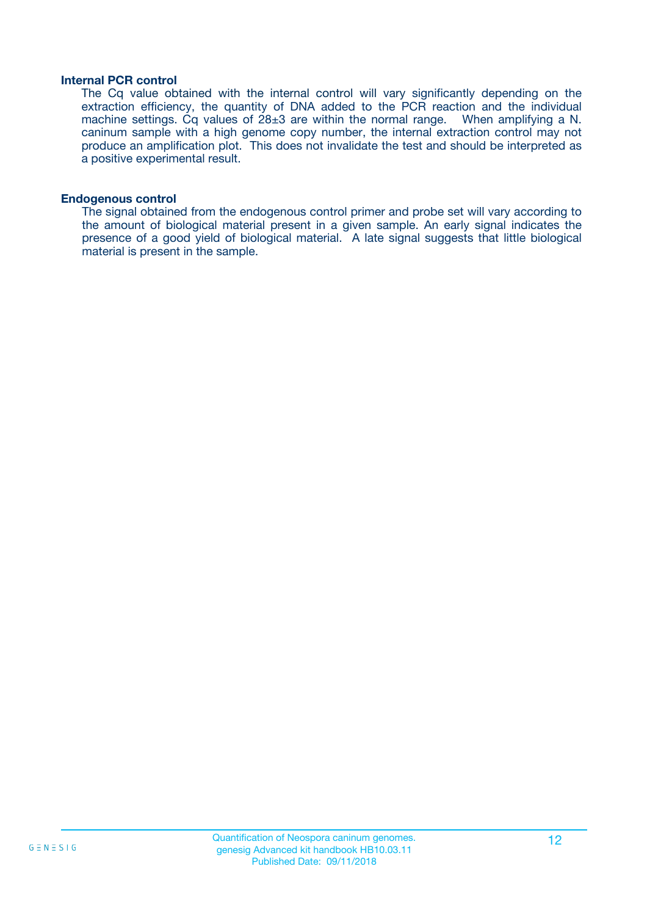### Internal PCR control

The Cq value obtained with the internal control will vary significantly depending on the extraction efficiency, the quantity of DNA added to the PCR reaction and the individual machine settings. Cq values of 28±3 are within the normal range. When amplifying a N. caninum sample with a high genome copy number, the internal extraction control may not produce an amplification plot. This does not invalidate the test and should be interpreted as a positive experimental result.

### Endogenous control

The signal obtained from the endogenous control primer and probe set will vary according to the amount of biological material present in a given sample. An early signal indicates the presence of a good yield of biological material. A late signal suggests that little biological material is present in the sample.